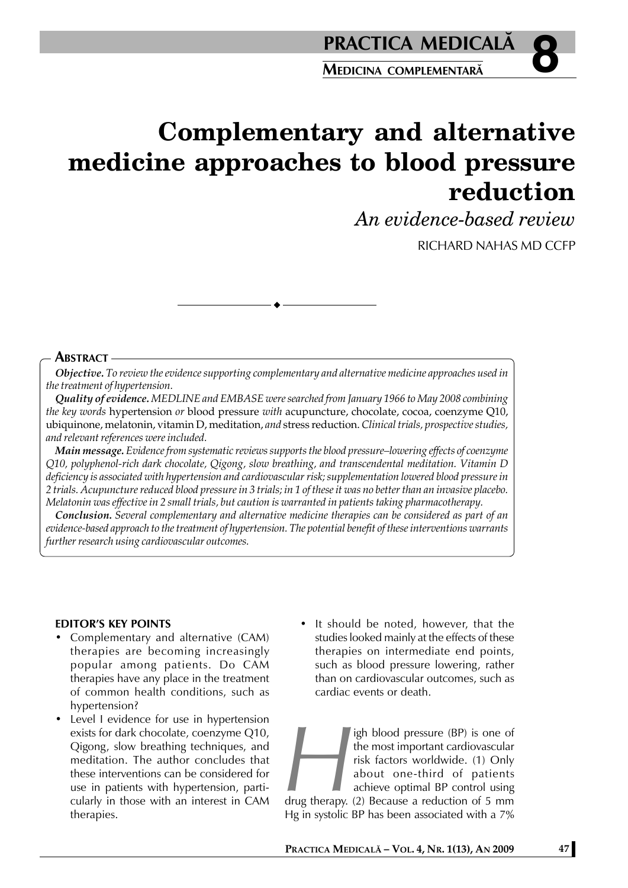# Complementary and alternative medicine approaches to blood pressure reduction

*An evidence-based review*

RICHARD NAHAS MD CCFP

## Abstract

***Objective.*** *To review the evidence supporting complementary and alternative medicine approaches used in the treatment of hypertension.*

***Quality of evidence.*** *MEDLINE and EMBASE were searched from January 1966 to May 2008 combining the key words* hypertension *or* blood pressure *with* acupuncture, chocolate, cocoa, coenzyme Q10, ubiquinone, melatonin, vitamin D, meditation, *and* stress reduction. *Clinical trials, prospective studies, and relevant references were included.*

***Main message.*** *Evidence from systematic reviews supports the blood pressure–lowering effects of coenzyme Q10, polyphenol-rich dark chocolate, Qigong, slow breathing, and transcendental meditation. Vitamin D deficiency is associated with hypertension and cardiovascular risk; supplementation lowered blood pressure in 2 trials. Acupuncture reduced blood pressure in 3 trials; in 1 of these it was no better than an invasive placebo. Melatonin was effective in 2 small trials, but caution is warranted in patients taking pharmacotherapy.*

***Conclusion.*** *Several complementary and alternative medicine therapies can be considered as part of an evidence-based approach to the treatment of hypertension. The potential benefit of these interventions warrants further research using cardiovascular outcomes.*

### EDITOR'S KEY POINTS

- Complementary and alternative (CAM) therapies are becoming increasingly popular among patients. Do CAM therapies have any place in the treatment of common health conditions, such as hypertension?
- Level I evidence for use in hypertension exists for dark chocolate, coenzyme Q10, Qigong, slow breathing techniques, and meditation. The author concludes that these interventions can be considered for use in patients with hypertension, particularly in those with an interest in CAM therapies.
- It should be noted, however, that the studies looked mainly at the effects of these therapies on intermediate end points, such as blood pressure lowering, rather than on cardiovascular outcomes, such as cardiac events or death.

High blood pressure (BP) is one of the most important cardiovascular risk factors worldwide. (1) Only about one-third of patients achieve optimal BP control using drug therapy. (2) Because a reduction of 5 mm Hg in systolic BP has been associated with a 7%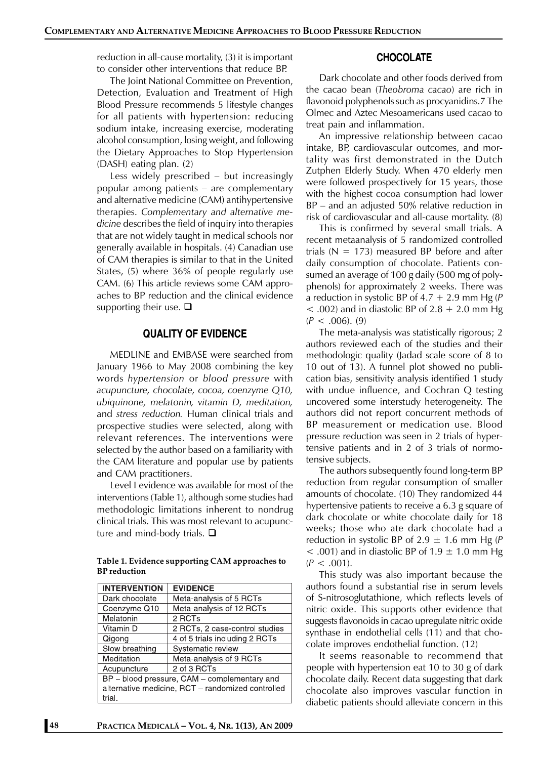reduction in all-cause mortality, (3) it is important to consider other interventions that reduce BP.

The Joint National Committee on Prevention, Detection, Evaluation and Treatment of High Blood Pressure recommends 5 lifestyle changes for all patients with hypertension: reducing sodium intake, increasing exercise, moderating alcohol consumption, losing weight, and following the Dietary Approaches to Stop Hypertension (DASH) eating plan. (2)

Less widely prescribed – but increasingly popular among patients – are complementary and alternative medicine (CAM) antihypertensive therapies. *Complementary and alternative medicine* describes the field of inquiry into therapies that are not widely taught in medical schools nor generally available in hospitals. (4) Canadian use of CAM therapies is similar to that in the United States, (5) where 36% of people regularly use CAM. (6) This article reviews some CAM approaches to BP reduction and the clinical evidence supporting their use. ❑

## QUALITY OF EVIDENCE

MEDLINE and EMBASE were searched from January 1966 to May 2008 combining the key words *hypertension* or *blood pressure* with *acupuncture, chocolate, cocoa, coenzyme Q10, ubiquinone, melatonin, vitamin D, meditation,* and *stress reduction.* Human clinical trials and prospective studies were selected, along with relevant references. The interventions were selected by the author based on a familiarity with the CAM literature and popular use by patients and CAM practitioners.

Level I evidence was available for most of the interventions (Table 1), although some studies had methodologic limitations inherent to nondrug clinical trials. This was most relevant to acupuncture and mind-body trials. ❑

**Table 1. Evidence supporting CAM approaches to BP reduction**

| INTERVENTION | EVIDENCE |
|---|---|
| Dark chocolate | Meta-analysis of 5 RCTs |
| Coenzyme Q10 | Meta-analysis of 12 RCTs |
| Melatonin | 2 RCTs |
| Vitamin D | 2 RCTs, 2 case-control studies |
| Qigong | 4 of 5 trials including 2 RCTs |
| Slow breathing | Systematic review |
| Meditation | Meta-analysis of 9 RCTs |
| Acupuncture | 2 of 3 RCTs |

BP – blood pressure, CAM – complementary and alternative medicine, RCT – randomized controlled trial.

## CHOCOLATE

Dark chocolate and other foods derived from the cacao bean (*Theobroma cacao*) are rich in flavonoid polyphenols such as procyanidins.7 The Olmec and Aztec Mesoamericans used cacao to treat pain and inflammation.

An impressive relationship between cacao intake, BP, cardiovascular outcomes, and mortality was first demonstrated in the Dutch Zutphen Elderly Study. When 470 elderly men were followed prospectively for 15 years, those with the highest cocoa consumption had lower BP – and an adjusted 50% relative reduction in risk of cardiovascular and all-cause mortality. (8)

This is confirmed by several small trials. A recent metaanalysis of 5 randomized controlled trials ($N = 173$) measured BP before and after daily consumption of chocolate. Patients consumed an average of 100 g daily (500 mg of polyphenols) for approximately 2 weeks. There was a reduction in systolic BP of $4.7 + 2.9$ mm Hg ($P < .002$) and in diastolic BP of $2.8 + 2.0$ mm Hg ($P < .006$). (9)

The meta-analysis was statistically rigorous; 2 authors reviewed each of the studies and their methodologic quality (Jadad scale score of 8 to 10 out of 13). A funnel plot showed no publication bias, sensitivity analysis identified 1 study with undue influence, and Cochran Q testing uncovered some interstudy heterogeneity. The authors did not report concurrent methods of BP measurement or medication use. Blood pressure reduction was seen in 2 trials of hypertensive patients and in 2 of 3 trials of normotensive subjects.

The authors subsequently found long-term BP reduction from regular consumption of smaller amounts of chocolate. (10) They randomized 44 hypertensive patients to receive a 6.3 g square of dark chocolate or white chocolate daily for 18 weeks; those who ate dark chocolate had a reduction in systolic BP of $2.9 \pm 1.6$ mm Hg ($P < .001$) and in diastolic BP of $1.9 \pm 1.0$ mm Hg ($P < .001$).

This study was also important because the authors found a substantial rise in serum levels of S-nitrosoglutathione, which reflects levels of nitric oxide. This supports other evidence that suggests flavonoids in cacao upregulate nitric oxide synthase in endothelial cells (11) and that chocolate improves endothelial function. (12)

It seems reasonable to recommend that people with hypertension eat 10 to 30 g of dark chocolate daily. Recent data suggesting that dark chocolate also improves vascular function in diabetic patients should alleviate concern in this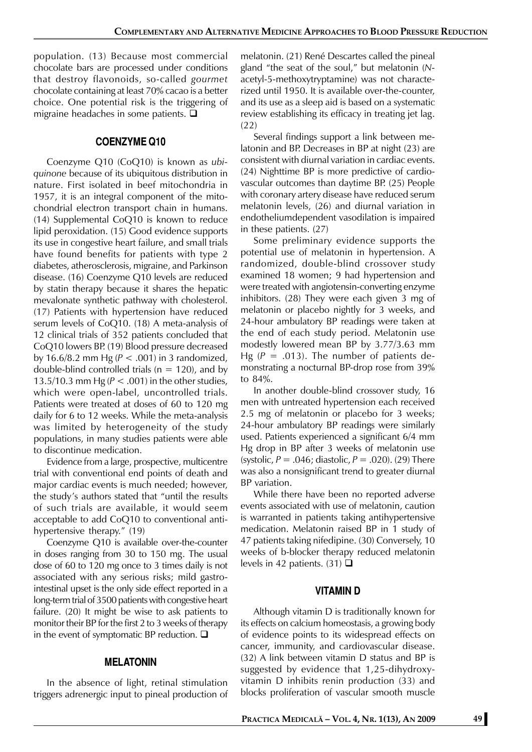population. (13) Because most commercial chocolate bars are processed under conditions that destroy flavonoids, so-called *gourmet* chocolate containing at least 70% cacao is a better choice. One potential risk is the triggering of migraine headaches in some patients. ❑

## COENZYME Q10

Coenzyme Q10 (CoQ10) is known as *ubiquinone* because of its ubiquitous distribution in nature. First isolated in beef mitochondria in 1957, it is an integral component of the mitochondrial electron transport chain in humans. (14) Supplemental CoQ10 is known to reduce lipid peroxidation. (15) Good evidence supports its use in congestive heart failure, and small trials have found benefits for patients with type 2 diabetes, atherosclerosis, migraine, and Parkinson disease. (16) Coenzyme Q10 levels are reduced by statin therapy because it shares the hepatic mevalonate synthetic pathway with cholesterol. (17) Patients with hypertension have reduced serum levels of CoQ10. (18) A meta-analysis of 12 clinical trials of 352 patients concluded that CoQ10 lowers BP. (19) Blood pressure decreased by 16.6/8.2 mm Hg ($P < .001$) in 3 randomized, double-blind controlled trials ($n = 120$), and by 13.5/10.3 mm Hg ($P < .001$) in the other studies, which were open-label, uncontrolled trials. Patients were treated at doses of 60 to 120 mg daily for 6 to 12 weeks. While the meta-analysis was limited by heterogeneity of the study populations, in many studies patients were able to discontinue medication.

Evidence from a large, prospective, multicentre trial with conventional end points of death and major cardiac events is much needed; however, the study's authors stated that "until the results of such trials are available, it would seem acceptable to add CoQ10 to conventional antihypertensive therapy." (19)

Coenzyme Q10 is available over-the-counter in doses ranging from 30 to 150 mg. The usual dose of 60 to 120 mg once to 3 times daily is not associated with any serious risks; mild gastrointestinal upset is the only side effect reported in a long-term trial of 3500 patients with congestive heart failure. (20) It might be wise to ask patients to monitor their BP for the first 2 to 3 weeks of therapy in the event of symptomatic BP reduction. ❑

## MELATONIN

In the absence of light, retinal stimulation triggers adrenergic input to pineal production of melatonin. (21) René Descartes called the pineal gland "the seat of the soul," but melatonin (*N*-acetyl-5-methoxytryptamine) was not characterized until 1950. It is available over-the-counter, and its use as a sleep aid is based on a systematic review establishing its efficacy in treating jet lag. (22)

Several findings support a link between melatonin and BP. Decreases in BP at night (23) are consistent with diurnal variation in cardiac events. (24) Nighttime BP is more predictive of cardiovascular outcomes than daytime BP. (25) People with coronary artery disease have reduced serum melatonin levels, (26) and diurnal variation in endotheliumdependent vasodilation is impaired in these patients. (27)

Some preliminary evidence supports the potential use of melatonin in hypertension. A randomized, double-blind crossover study examined 18 women; 9 had hypertension and were treated with angiotensin-converting enzyme inhibitors. (28) They were each given 3 mg of melatonin or placebo nightly for 3 weeks, and 24-hour ambulatory BP readings were taken at the end of each study period. Melatonin use modestly lowered mean BP by 3.77/3.63 mm Hg ($P = .013$). The number of patients demonstrating a nocturnal BP-drop rose from 39% to 84%.

In another double-blind crossover study, 16 men with untreated hypertension each received 2.5 mg of melatonin or placebo for 3 weeks; 24-hour ambulatory BP readings were similarly used. Patients experienced a significant 6/4 mm Hg drop in BP after 3 weeks of melatonin use (systolic, $P = .046$; diastolic, $P = .020$). (29) There was also a nonsignificant trend to greater diurnal BP variation.

While there have been no reported adverse events associated with use of melatonin, caution is warranted in patients taking antihypertensive medication. Melatonin raised BP in 1 study of 47 patients taking nifedipine. (30) Conversely, 10 weeks of b-blocker therapy reduced melatonin levels in 42 patients. (31) ❑

## VITAMIN D

Although vitamin D is traditionally known for its effects on calcium homeostasis, a growing body of evidence points to its widespread effects on cancer, immunity, and cardiovascular disease. (32) A link between vitamin D status and BP is suggested by evidence that 1,25-dihydroxyvitamin D inhibits renin production (33) and blocks proliferation of vascular smooth muscle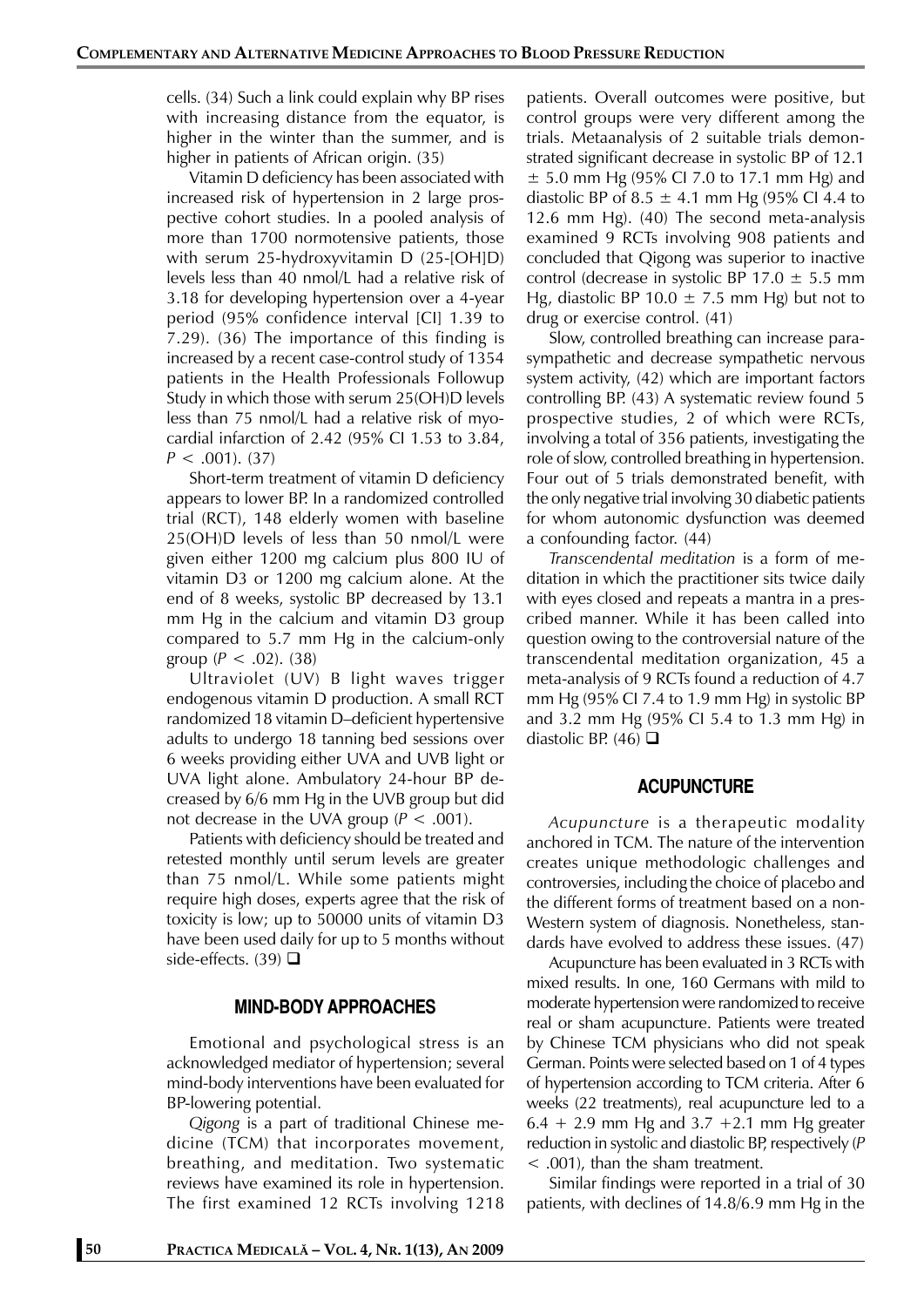cells. (34) Such a link could explain why BP rises with increasing distance from the equator, is higher in the winter than the summer, and is higher in patients of African origin. (35)

Vitamin D deficiency has been associated with increased risk of hypertension in 2 large prospective cohort studies. In a pooled analysis of more than 1700 normotensive patients, those with serum 25-hydroxyvitamin D (25-[OH]D) levels less than 40 nmol/L had a relative risk of 3.18 for developing hypertension over a 4-year period (95% confidence interval [CI] 1.39 to 7.29). (36) The importance of this finding is increased by a recent case-control study of 1354 patients in the Health Professionals Followup Study in which those with serum 25(OH)D levels less than 75 nmol/L had a relative risk of myocardial infarction of 2.42 (95% CI 1.53 to 3.84, $P < .001$). (37)

Short-term treatment of vitamin D deficiency appears to lower BP. In a randomized controlled trial (RCT), 148 elderly women with baseline 25(OH)D levels of less than 50 nmol/L were given either 1200 mg calcium plus 800 IU of vitamin D3 or 1200 mg calcium alone. At the end of 8 weeks, systolic BP decreased by 13.1 mm Hg in the calcium and vitamin D3 group compared to 5.7 mm Hg in the calcium-only group ($P < .02$). (38)

Ultraviolet (UV) B light waves trigger endogenous vitamin D production. A small RCT randomized 18 vitamin D–deficient hypertensive adults to undergo 18 tanning bed sessions over 6 weeks providing either UVA and UVB light or UVA light alone. Ambulatory 24-hour BP decreased by 6/6 mm Hg in the UVB group but did not decrease in the UVA group ($P < .001$).

Patients with deficiency should be treated and retested monthly until serum levels are greater than 75 nmol/L. While some patients might require high doses, experts agree that the risk of toxicity is low; up to 50000 units of vitamin D3 have been used daily for up to 5 months without side-effects. (39) ❑

## MIND-BODY APPROACHES

Emotional and psychological stress is an acknowledged mediator of hypertension; several mind-body interventions have been evaluated for BP-lowering potential.

*Qigong* is a part of traditional Chinese medicine (TCM) that incorporates movement, breathing, and meditation. Two systematic reviews have examined its role in hypertension. The first examined 12 RCTs involving 1218 patients. Overall outcomes were positive, but control groups were very different among the trials. Metaanalysis of 2 suitable trials demonstrated significant decrease in systolic BP of 12.1 $\pm$ 5.0 mm Hg (95% CI 7.0 to 17.1 mm Hg) and diastolic BP of 8.5 $\pm$ 4.1 mm Hg (95% CI 4.4 to 12.6 mm Hg). (40) The second meta-analysis examined 9 RCTs involving 908 patients and concluded that Qigong was superior to inactive control (decrease in systolic BP 17.0 $\pm$ 5.5 mm Hg, diastolic BP 10.0 $\pm$ 7.5 mm Hg) but not to drug or exercise control. (41)

Slow, controlled breathing can increase parasympathetic and decrease sympathetic nervous system activity, (42) which are important factors controlling BP. (43) A systematic review found 5 prospective studies, 2 of which were RCTs, involving a total of 356 patients, investigating the role of slow, controlled breathing in hypertension. Four out of 5 trials demonstrated benefit, with the only negative trial involving 30 diabetic patients for whom autonomic dysfunction was deemed a confounding factor. (44)

*Transcendental meditation* is a form of meditation in which the practitioner sits twice daily with eyes closed and repeats a mantra in a prescribed manner. While it has been called into question owing to the controversial nature of the transcendental meditation organization, 45 a meta-analysis of 9 RCTs found a reduction of 4.7 mm Hg (95% CI 7.4 to 1.9 mm Hg) in systolic BP and 3.2 mm Hg (95% CI 5.4 to 1.3 mm Hg) in diastolic BP. (46) ❑

## ACUPUNCTURE

*Acupuncture* is a therapeutic modality anchored in TCM. The nature of the intervention creates unique methodologic challenges and controversies, including the choice of placebo and the different forms of treatment based on a non-Western system of diagnosis. Nonetheless, standards have evolved to address these issues. (47)

Acupuncture has been evaluated in 3 RCTs with mixed results. In one, 160 Germans with mild to moderate hypertension were randomized to receive real or sham acupuncture. Patients were treated by Chinese TCM physicians who did not speak German. Points were selected based on 1 of 4 types of hypertension according to TCM criteria. After 6 weeks (22 treatments), real acupuncture led to a 6.4 + 2.9 mm Hg and 3.7 +2.1 mm Hg greater reduction in systolic and diastolic BP, respectively ($P < .001$), than the sham treatment.

Similar findings were reported in a trial of 30 patients, with declines of 14.8/6.9 mm Hg in the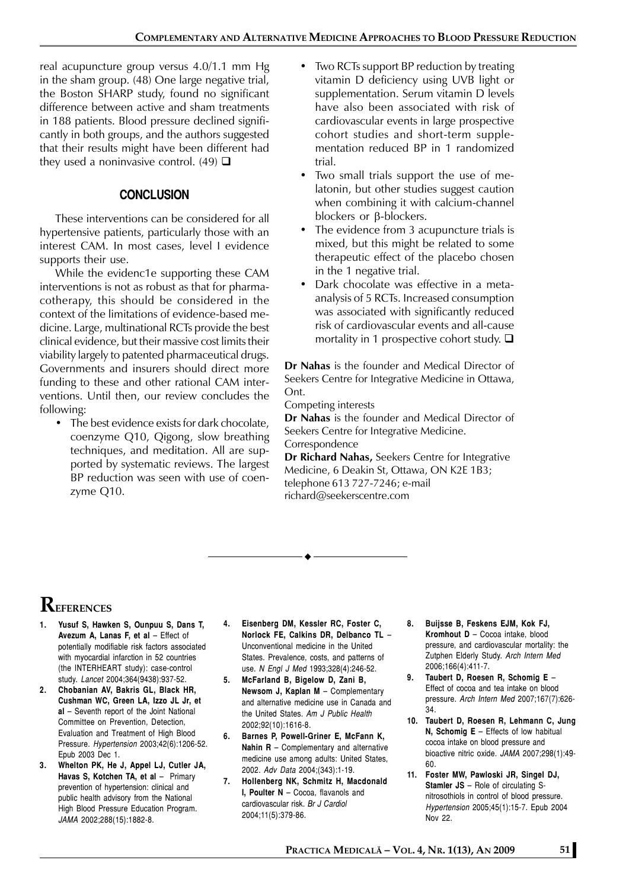real acupuncture group versus 4.0/1.1 mm Hg in the sham group. (48) One large negative trial, the Boston SHARP study, found no significant difference between active and sham treatments in 188 patients. Blood pressure declined significantly in both groups, and the authors suggested that their results might have been different had they used a noninvasive control. (49) ❑

## CONCLUSION

These interventions can be considered for all hypertensive patients, particularly those with an interest CAM. In most cases, level I evidence supports their use.

While the evidenc1e supporting these CAM interventions is not as robust as that for pharmacotherapy, this should be considered in the context of the limitations of evidence-based medicine. Large, multinational RCTs provide the best clinical evidence, but their massive cost limits their viability largely to patented pharmaceutical drugs. Governments and insurers should direct more funding to these and other rational CAM interventions. Until then, our review concludes the following:

- The best evidence exists for dark chocolate, coenzyme Q10, Qigong, slow breathing techniques, and meditation. All are supported by systematic reviews. The largest BP reduction was seen with use of coenzyme Q10.
- Two RCTs support BP reduction by treating vitamin D deficiency using UVB light or supplementation. Serum vitamin D levels have also been associated with risk of cardiovascular events in large prospective cohort studies and short-term supplementation reduced BP in 1 randomized trial.
- Two small trials support the use of melatonin, but other studies suggest caution when combining it with calcium-channel blockers or β-blockers.
- The evidence from 3 acupuncture trials is mixed, but this might be related to some therapeutic effect of the placebo chosen in the 1 negative trial.
- Dark chocolate was effective in a meta-analysis of 5 RCTs. Increased consumption was associated with significantly reduced risk of cardiovascular events and all-cause mortality in 1 prospective cohort study. ❑

**Dr Nahas** is the founder and Medical Director of Seekers Centre for Integrative Medicine in Ottawa, Ont.

Competing interests

**Dr Nahas** is the founder and Medical Director of Seekers Centre for Integrative Medicine.

Correspondence

**Dr Richard Nahas,** Seekers Centre for Integrative Medicine, 6 Deakin St, Ottawa, ON K2E 1B3; telephone 613 727-7246; e-mail richard@seekerscentre.com

## REFERENCES

1. **Yusuf S, Hawken S, Ounpuu S, Dans T, Avezum A, Lanas F, et al** – Effect of potentially modifiable risk factors associated with myocardial infarction in 52 countries (the INTERHEART study): case-control study. *Lancet* 2004;364(9438):937-52.
2. **Chobanian AV, Bakris GL, Black HR, Cushman WC, Green LA, Izzo JL Jr, et al** – Seventh report of the Joint National Committee on Prevention, Detection, Evaluation and Treatment of High Blood Pressure. *Hypertension* 2003;42(6):1206-52. Epub 2003 Dec 1.
3. **Whelton PK, He J, Appel LJ, Cutler JA, Havas S, Kotchen TA, et al** – Primary prevention of hypertension: clinical and public health advisory from the National High Blood Pressure Education Program. *JAMA* 2002;288(15):1882-8.
4. **Eisenberg DM, Kessler RC, Foster C, Norlock FE, Calkins DR, Delbanco TL** – Unconventional medicine in the United States. Prevalence, costs, and patterns of use. *N Engl J Med* 1993;328(4):246-52.
5. **McFarland B, Bigelow D, Zani B, Newsom J, Kaplan M** – Complementary and alternative medicine use in Canada and the United States. *Am J Public Health* 2002;92(10):1616-8.
6. **Barnes P, Powell-Griner E, McFann K, Nahin R** – Complementary and alternative medicine use among adults: United States, 2002. *Adv Data* 2004;(343):1-19.
7. **Hollenberg NK, Schmitz H, Macdonald I, Poulter N** – Cocoa, flavanols and cardiovascular risk. *Br J Cardiol* 2004;11(5):379-86.
8. **Buijsse B, Feskens EJM, Kok FJ, Kromhout D** – Cocoa intake, blood pressure, and cardiovascular mortality: the Zutphen Elderly Study. *Arch Intern Med* 2006;166(4):411-7.
9. **Taubert D, Roesen R, Schomig E** – Effect of cocoa and tea intake on blood pressure. *Arch Intern Med* 2007;167(7):626-34.
10. **Taubert D, Roesen R, Lehmann C, Jung N, Schomig E** – Effects of low habitual cocoa intake on blood pressure and bioactive nitric oxide. *JAMA* 2007;298(1):49-60.
11. **Foster MW, Pawloski JR, Singel DJ, Stamler JS** – Role of circulating S-nitrosothiols in control of blood pressure. *Hypertension* 2005;45(1):15-7. Epub 2004 Nov 22.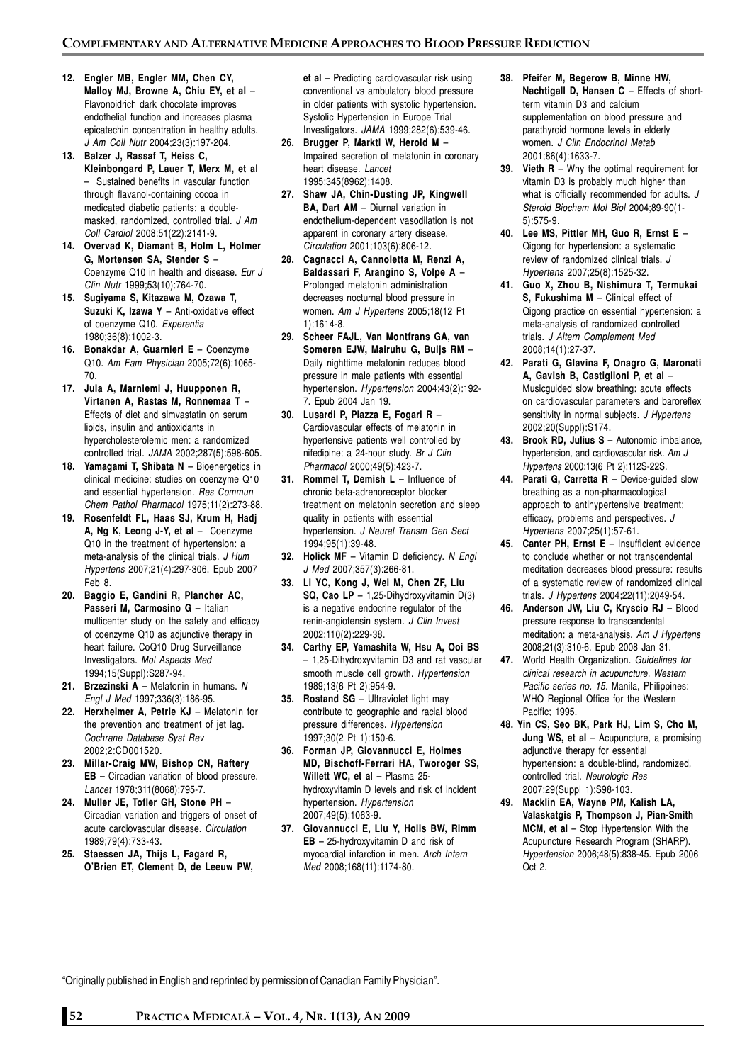12. **Engler MB, Engler MM, Chen CY, Malloy MJ, Browne A, Chiu EY, et al** – Flavonoidrich dark chocolate improves endothelial function and increases plasma epicatechin concentration in healthy adults. *J Am Coll Nutr* 2004;23(3):197-204.
13. **Balzer J, Rassaf T, Heiss C, Kleinbongard P, Lauer T, Merx M, et al** – Sustained benefits in vascular function through flavanol-containing cocoa in medicated diabetic patients: a double-masked, randomized, controlled trial. *J Am Coll Cardiol* 2008;51(22):2141-9.
14. **Overvad K, Diamant B, Holm L, Holmer G, Mortensen SA, Stender S** – Coenzyme Q10 in health and disease. *Eur J Clin Nutr* 1999;53(10):764-70.
15. **Sugiyama S, Kitazawa M, Ozawa T, Suzuki K, Izawa Y** – Anti-oxidative effect of coenzyme Q10. *Experentia* 1980;36(8):1002-3.
16. **Bonakdar A, Guarnieri E** – Coenzyme Q10. *Am Fam Physician* 2005;72(6):1065-70.
17. **Jula A, Marniemi J, Huupponen R, Virtanen A, Rastas M, Ronnemaa T** – Effects of diet and simvastatin on serum lipids, insulin and antioxidants in hypercholesterolemic men: a randomized controlled trial. *JAMA* 2002;287(5):598-605.
18. **Yamagami T, Shibata N** – Bioenergetics in clinical medicine: studies on coenzyme Q10 and essential hypertension. *Res Commun Chem Pathol Pharmacol* 1975;11(2):273-88.
19. **Rosenfeldt FL, Haas SJ, Krum H, Hadj A, Ng K, Leong J-Y, et al** – Coenzyme Q10 in the treatment of hypertension: a meta-analysis of the clinical trials. *J Hum Hypertens* 2007;21(4):297-306. Epub 2007 Feb 8.
20. **Baggio E, Gandini R, Plancher AC, Passeri M, Carmosino G** – Italian multicenter study on the safety and efficacy of coenzyme Q10 as adjunctive therapy in heart failure. CoQ10 Drug Surveillance Investigators. *Mol Aspects Med* 1994;15(Suppl):S287-94.
21. **Brzezinski A** – Melatonin in humans. *N Engl J Med* 1997;336(3):186-95.
22. **Herxheimer A, Petrie KJ** – Melatonin for the prevention and treatment of jet lag. *Cochrane Database Syst Rev* 2002;2:CD001520.
23. **Millar-Craig MW, Bishop CN, Raftery EB** – Circadian variation of blood pressure. *Lancet* 1978;311(8068):795-7.
24. **Muller JE, Tofler GH, Stone PH** – Circadian variation and triggers of onset of acute cardiovascular disease. *Circulation* 1989;79(4):733-43.
25. **Staessen JA, Thijs L, Fagard R, O'Brien ET, Clement D, de Leeuw PW, et al** – Predicting cardiovascular risk using conventional vs ambulatory blood pressure in older patients with systolic hypertension. Systolic Hypertension in Europe Trial Investigators. *JAMA* 1999;282(6):539-46.
26. **Brugger P, Marktl W, Herold M** – Impaired secretion of melatonin in coronary heart disease. *Lancet* 1995;345(8962):1408.
27. **Shaw JA, Chin-Dusting JP, Kingwell BA, Dart AM** – Diurnal variation in endothelium-dependent vasodilation is not apparent in coronary artery disease. *Circulation* 2001;103(6):806-12.
28. **Cagnacci A, Cannoletta M, Renzi A, Baldassari F, Arangino S, Volpe A** – Prolonged melatonin administration decreases nocturnal blood pressure in women. *Am J Hypertens* 2005;18(12 Pt 1):1614-8.
29. **Scheer FAJL, Van Montfrans GA, van Someren EJW, Mairuhu G, Buijs RM** – Daily nighttime melatonin reduces blood pressure in male patients with essential hypertension. *Hypertension* 2004;43(2):192-7. Epub 2004 Jan 19.
30. **Lusardi P, Piazza E, Fogari R** – Cardiovascular effects of melatonin in hypertensive patients well controlled by nifedipine: a 24-hour study. *Br J Clin Pharmacol* 2000;49(5):423-7.
31. **Rommel T, Demish L** – Influence of chronic beta-adrenoreceptor blocker treatment on melatonin secretion and sleep quality in patients with essential hypertension. *J Neural Transm Gen Sect* 1994;95(1):39-48.
32. **Holick MF** – Vitamin D deficiency. *N Engl J Med* 2007;357(3):266-81.
33. **Li YC, Kong J, Wei M, Chen ZF, Liu SQ, Cao LP** – 1,25-Dihydroxyvitamin D(3) is a negative endocrine regulator of the renin-angiotensin system. *J Clin Invest* 2002;110(2):229-38.
34. **Carthy EP, Yamashita W, Hsu A, Ooi BS** – 1,25-Dihydroxyvitamin D3 and rat vascular smooth muscle cell growth. *Hypertension* 1989;13(6 Pt 2):954-9.
35. **Rostand SG** – Ultraviolet light may contribute to geographic and racial blood pressure differences. *Hypertension* 1997;30(2 Pt 1):150-6.
36. **Forman JP, Giovannucci E, Holmes MD, Bischoff-Ferrari HA, Tworoger SS, Willett WC, et al** – Plasma 25-hydroxyvitamin D levels and risk of incident hypertension. *Hypertension* 2007;49(5):1063-9.
37. **Giovannucci E, Liu Y, Holis BW, Rimm EB** – 25-hydroxyvitamin D and risk of myocardial infarction in men. *Arch Intern Med* 2008;168(11):1174-80.
38. **Pfeifer M, Begerow B, Minne HW, Nachtigall D, Hansen C** – Effects of short-term vitamin D3 and calcium supplementation on blood pressure and parathyroid hormone levels in elderly women. *J Clin Endocrinol Metab* 2001;86(4):1633-7.
39. **Vieth R** – Why the optimal requirement for vitamin D3 is probably much higher than what is officially recommended for adults. *J Steroid Biochem Mol Biol* 2004;89-90(1-5):575-9.
40. **Lee MS, Pittler MH, Guo R, Ernst E** – Qigong for hypertension: a systematic review of randomized clinical trials. *J Hypertens* 2007;25(8):1525-32.
41. **Guo X, Zhou B, Nishimura T, Termukai S, Fukushima M** – Clinical effect of Qigong practice on essential hypertension: a meta-analysis of randomized controlled trials. *J Altern Complement Med* 2008;14(1):27-37.
42. **Parati G, Glavina F, Onagro G, Maronati A, Gavish B, Castiglioni P, et al** – Musicguided slow breathing: acute effects on cardiovascular parameters and baroreflex sensitivity in normal subjects. *J Hypertens* 2002;20(Suppl):S174.
43. **Brook RD, Julius S** – Autonomic imbalance, hypertension, and cardiovascular risk. *Am J Hypertens* 2000;13(6 Pt 2):112S-22S.
44. **Parati G, Carretta R** – Device-guided slow breathing as a non-pharmacological approach to antihypertensive treatment: efficacy, problems and perspectives. *J Hypertens* 2007;25(1):57-61.
45. **Canter PH, Ernst E** – Insufficient evidence to conclude whether or not transcendental meditation decreases blood pressure: results of a systematic review of randomized clinical trials. *J Hypertens* 2004;22(11):2049-54.
46. **Anderson JW, Liu C, Kryscio RJ** – Blood pressure response to transcendental meditation: a meta-analysis. *Am J Hypertens* 2008;21(3):310-6. Epub 2008 Jan 31.
47. World Health Organization. *Guidelines for clinical research in acupuncture. Western Pacific series no. 15.* Manila, Philippines: WHO Regional Office for the Western Pacific; 1995.
48. **Yin CS, Seo BK, Park HJ, Lim S, Cho M, Jung WS, et al** – Acupuncture, a promising adjunctive therapy for essential hypertension: a double-blind, randomized, controlled trial. *Neurologic Res* 2007;29(Suppl 1):S98-103.
49. **Macklin EA, Wayne PM, Kalish LA, Valaskatgis P, Thompson J, Pian-Smith MCM, et al** – Stop Hypertension With the Acupuncture Research Program (SHARP). *Hypertension* 2006;48(5):838-45. Epub 2006 Oct 2.

"Originally published in English and reprinted by permission of Canadian Family Physician".